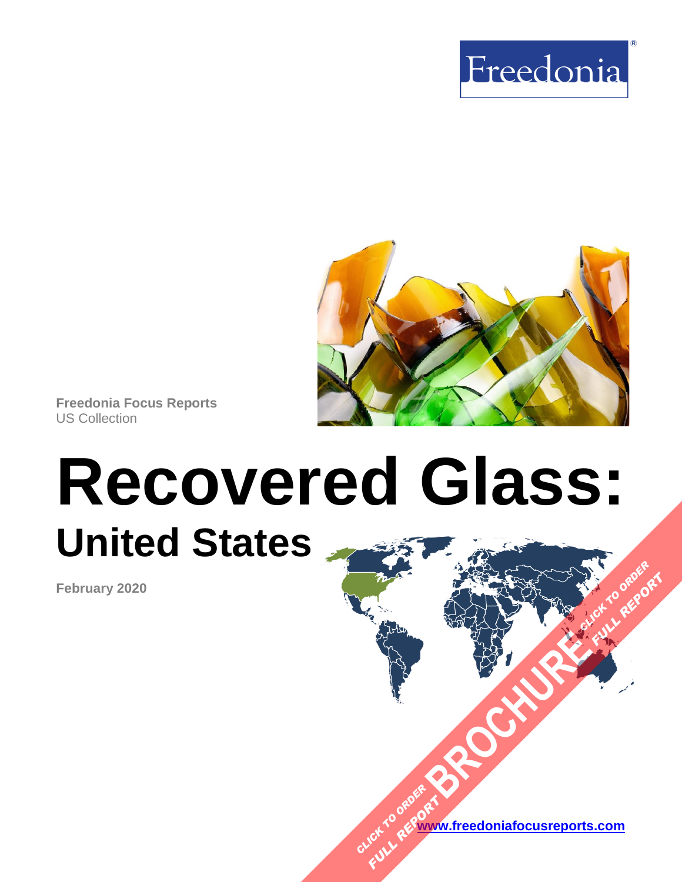Freedonia

Freedonia Focus Reports
US Collection

# Recovered Glass:
## United States

**February 2020**

CLICK TO ORDER FULL REPORT BROCHURE CLICK TO ORDER FULL REPORT

www.freedoniafocusreports.com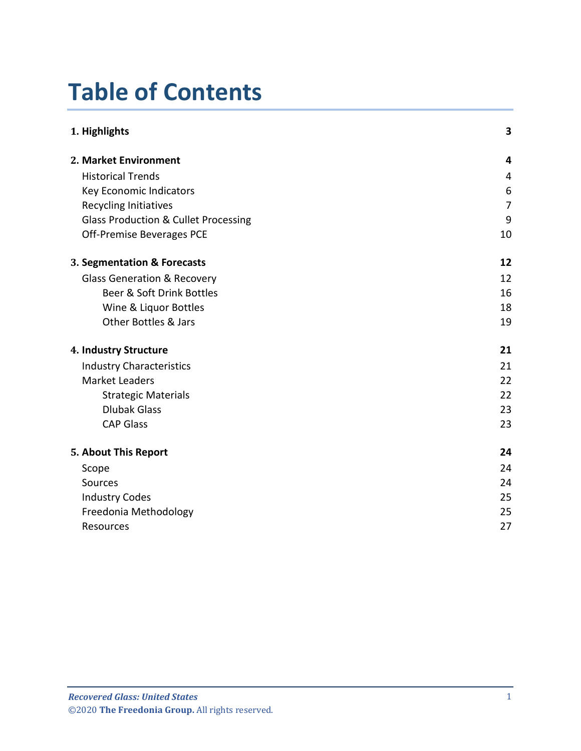# Table of Contents

| | |
|---|---|
| **1. Highlights** | **3** |
| **2. Market Environment** | **4** |
| Historical Trends | 4 |
| Key Economic Indicators | 6 |
| Recycling Initiatives | 7 |
| Glass Production & Cullet Processing | 9 |
| Off-Premise Beverages PCE | 10 |
| **3. Segmentation & Forecasts** | **12** |
| Glass Generation & Recovery | 12 |
| Beer & Soft Drink Bottles | 16 |
| Wine & Liquor Bottles | 18 |
| Other Bottles & Jars | 19 |
| **4. Industry Structure** | **21** |
| Industry Characteristics | 21 |
| Market Leaders | 22 |
| Strategic Materials | 22 |
| Dlubak Glass | 23 |
| CAP Glass | 23 |
| **5. About This Report** | **24** |
| Scope | 24 |
| Sources | 24 |
| Industry Codes | 25 |
| Freedonia Methodology | 25 |
| Resources | 27 |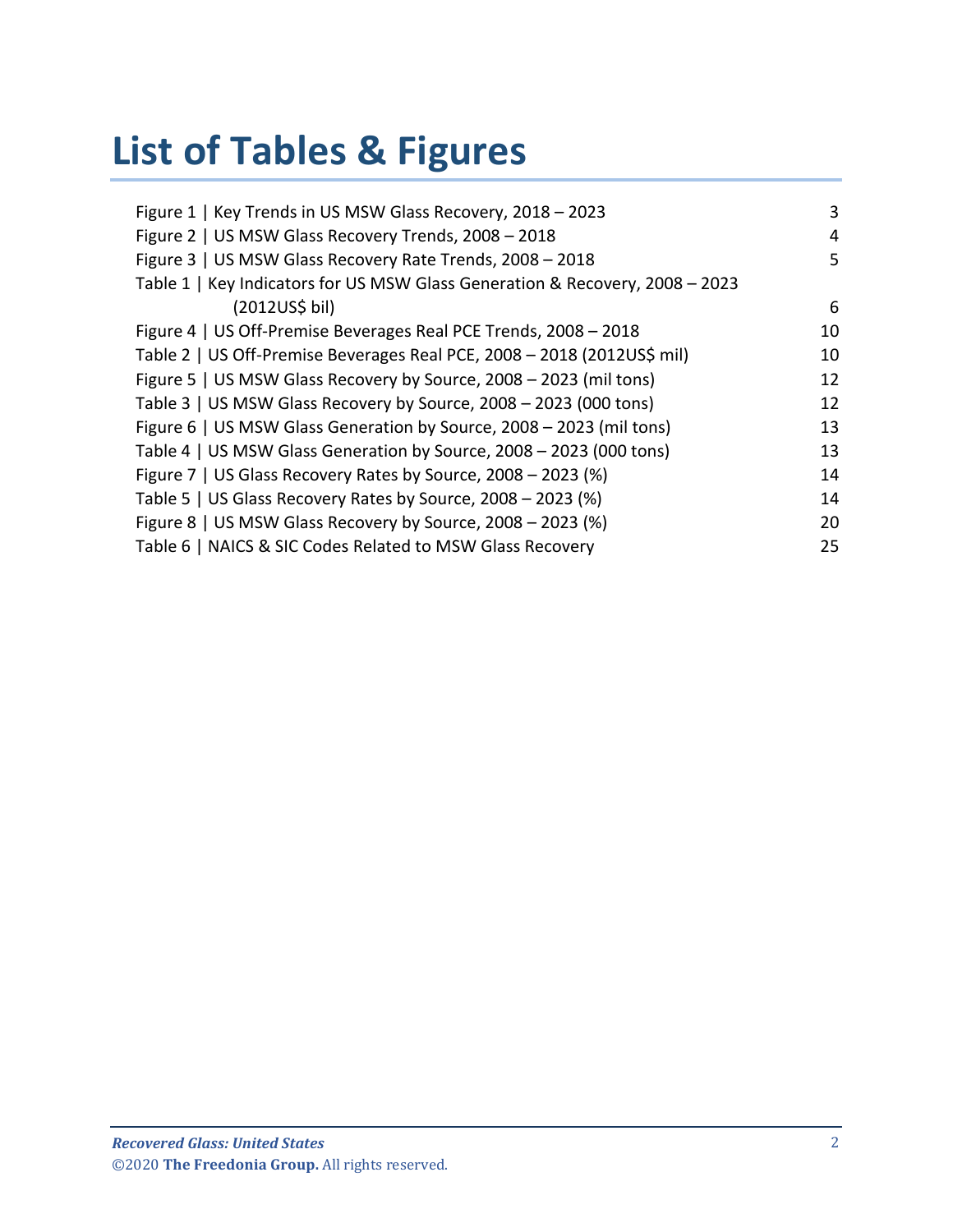# List of Tables & Figures

| | |
|---|---|
| Figure 1 \| Key Trends in US MSW Glass Recovery, 2018 – 2023 | 3 |
| Figure 2 \| US MSW Glass Recovery Trends, 2008 – 2018 | 4 |
| Figure 3 \| US MSW Glass Recovery Rate Trends, 2008 – 2018 | 5 |
| Table 1 \| Key Indicators for US MSW Glass Generation & Recovery, 2008 – 2023 (2012US$ bil) | 6 |
| Figure 4 \| US Off-Premise Beverages Real PCE Trends, 2008 – 2018 | 10 |
| Table 2 \| US Off-Premise Beverages Real PCE, 2008 – 2018 (2012US$ mil) | 10 |
| Figure 5 \| US MSW Glass Recovery by Source, 2008 – 2023 (mil tons) | 12 |
| Table 3 \| US MSW Glass Recovery by Source, 2008 – 2023 (000 tons) | 12 |
| Figure 6 \| US MSW Glass Generation by Source, 2008 – 2023 (mil tons) | 13 |
| Table 4 \| US MSW Glass Generation by Source, 2008 – 2023 (000 tons) | 13 |
| Figure 7 \| US Glass Recovery Rates by Source, 2008 – 2023 (%) | 14 |
| Table 5 \| US Glass Recovery Rates by Source, 2008 – 2023 (%) | 14 |
| Figure 8 \| US MSW Glass Recovery by Source, 2008 – 2023 (%) | 20 |
| Table 6 \| NAICS & SIC Codes Related to MSW Glass Recovery | 25 |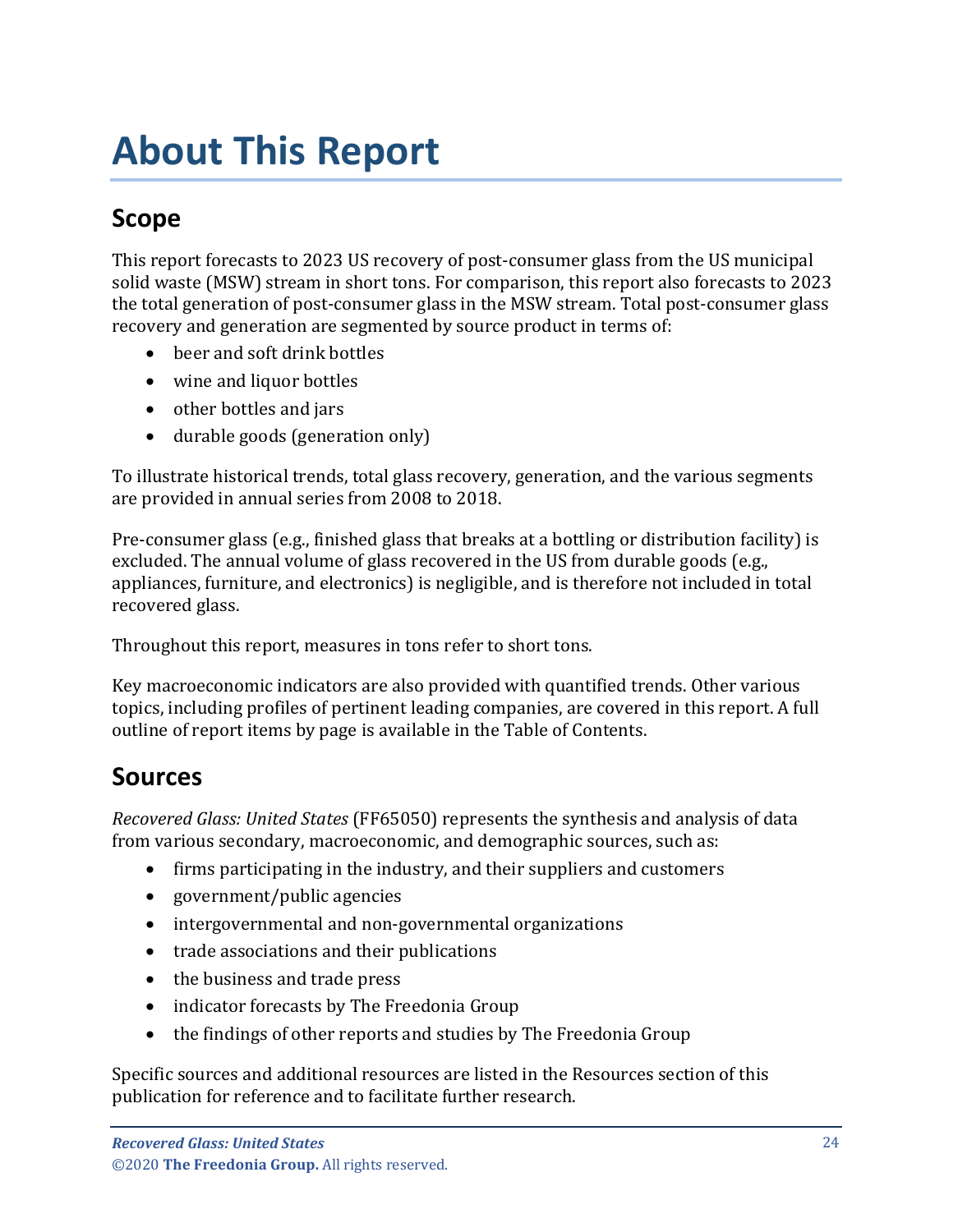# About This Report

## Scope

This report forecasts to 2023 US recovery of post-consumer glass from the US municipal solid waste (MSW) stream in short tons. For comparison, this report also forecasts to 2023 the total generation of post-consumer glass in the MSW stream. Total post-consumer glass recovery and generation are segmented by source product in terms of:

- beer and soft drink bottles
- wine and liquor bottles
- other bottles and jars
- durable goods (generation only)

To illustrate historical trends, total glass recovery, generation, and the various segments are provided in annual series from 2008 to 2018.

Pre-consumer glass (e.g., finished glass that breaks at a bottling or distribution facility) is excluded. The annual volume of glass recovered in the US from durable goods (e.g., appliances, furniture, and electronics) is negligible, and is therefore not included in total recovered glass.

Throughout this report, measures in tons refer to short tons.

Key macroeconomic indicators are also provided with quantified trends. Other various topics, including profiles of pertinent leading companies, are covered in this report. A full outline of report items by page is available in the Table of Contents.

## Sources

*Recovered Glass: United States* (FF65050) represents the synthesis and analysis of data from various secondary, macroeconomic, and demographic sources, such as:

- firms participating in the industry, and their suppliers and customers
- government/public agencies
- intergovernmental and non-governmental organizations
- trade associations and their publications
- the business and trade press
- indicator forecasts by The Freedonia Group
- the findings of other reports and studies by The Freedonia Group

Specific sources and additional resources are listed in the Resources section of this publication for reference and to facilitate further research.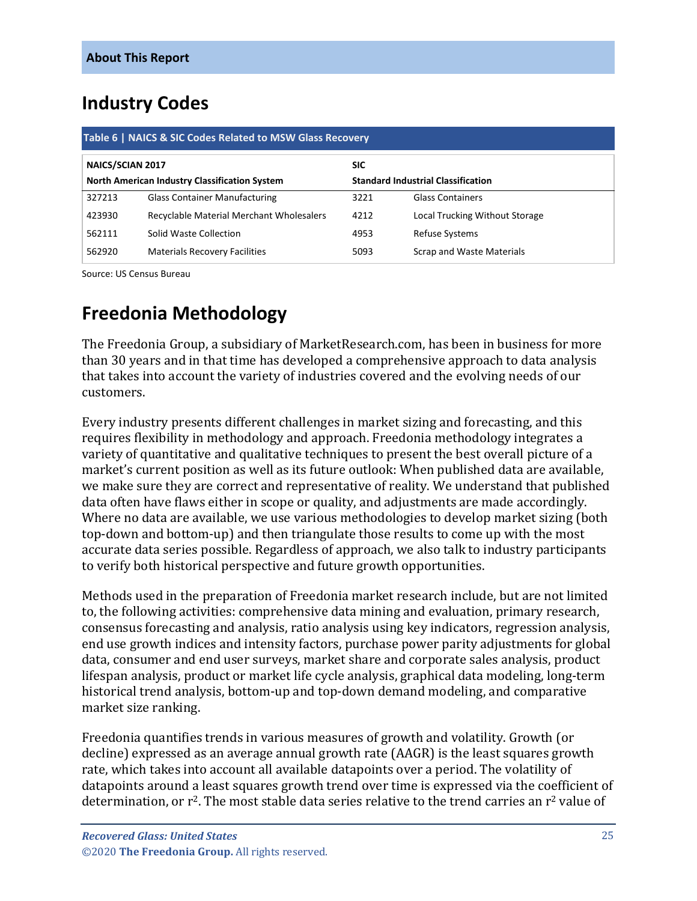## Industry Codes

**Table 6 | NAICS & SIC Codes Related to MSW Glass Recovery**

| NAICS/SCIAN 2017 North American Industry Classification System | | SIC Standard Industrial Classification | |
|---|---|---|---|
| 327213 | Glass Container Manufacturing | 3221 | Glass Containers |
| 423930 | Recyclable Material Merchant Wholesalers | 4212 | Local Trucking Without Storage |
| 562111 | Solid Waste Collection | 4953 | Refuse Systems |
| 562920 | Materials Recovery Facilities | 5093 | Scrap and Waste Materials |

Source: US Census Bureau

# Freedonia Methodology

The Freedonia Group, a subsidiary of MarketResearch.com, has been in business for more than 30 years and in that time has developed a comprehensive approach to data analysis that takes into account the variety of industries covered and the evolving needs of our customers.

Every industry presents different challenges in market sizing and forecasting, and this requires flexibility in methodology and approach. Freedonia methodology integrates a variety of quantitative and qualitative techniques to present the best overall picture of a market's current position as well as its future outlook: When published data are available, we make sure they are correct and representative of reality. We understand that published data often have flaws either in scope or quality, and adjustments are made accordingly. Where no data are available, we use various methodologies to develop market sizing (both top-down and bottom-up) and then triangulate those results to come up with the most accurate data series possible. Regardless of approach, we also talk to industry participants to verify both historical perspective and future growth opportunities.

Methods used in the preparation of Freedonia market research include, but are not limited to, the following activities: comprehensive data mining and evaluation, primary research, consensus forecasting and analysis, ratio analysis using key indicators, regression analysis, end use growth indices and intensity factors, purchase power parity adjustments for global data, consumer and end user surveys, market share and corporate sales analysis, product lifespan analysis, product or market life cycle analysis, graphical data modeling, long-term historical trend analysis, bottom-up and top-down demand modeling, and comparative market size ranking.

Freedonia quantifies trends in various measures of growth and volatility. Growth (or decline) expressed as an average annual growth rate (AAGR) is the least squares growth rate, which takes into account all available datapoints over a period. The volatility of datapoints around a least squares growth trend over time is expressed via the coefficient of determination, or $r^2$. The most stable data series relative to the trend carries an $r^2$ value of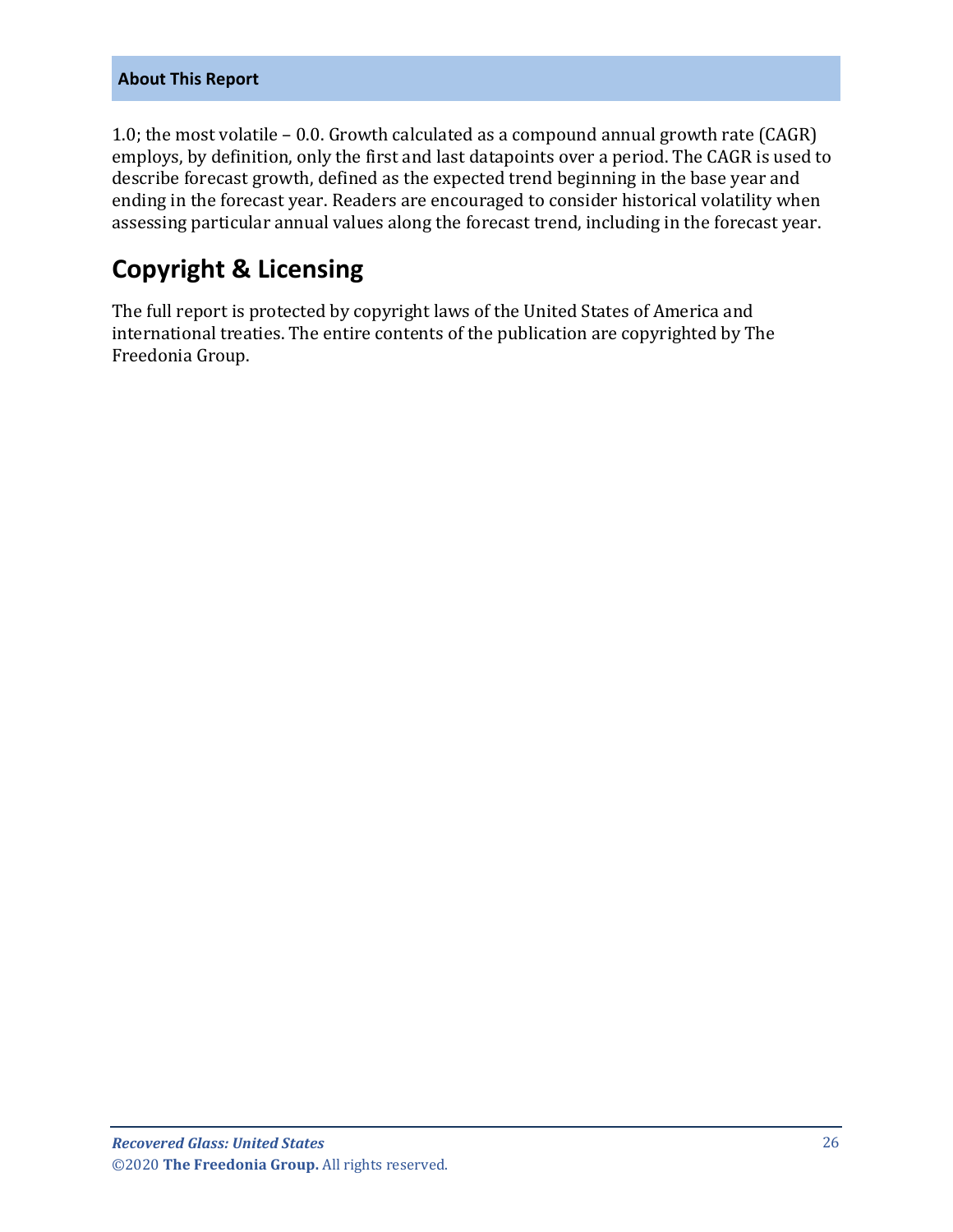1.0; the most volatile – 0.0. Growth calculated as a compound annual growth rate (CAGR) employs, by definition, only the first and last datapoints over a period. The CAGR is used to describe forecast growth, defined as the expected trend beginning in the base year and ending in the forecast year. Readers are encouraged to consider historical volatility when assessing particular annual values along the forecast trend, including in the forecast year.

## Copyright & Licensing

The full report is protected by copyright laws of the United States of America and international treaties. The entire contents of the publication are copyrighted by The Freedonia Group.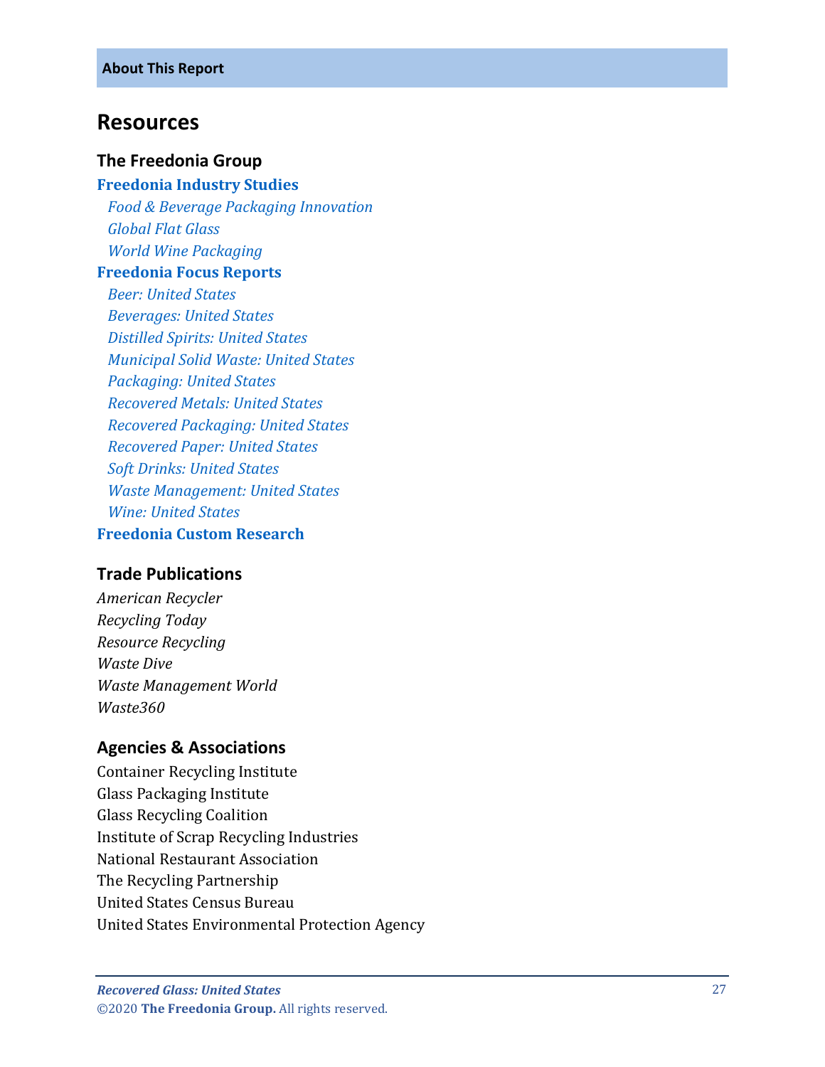## Resources

### The Freedonia Group

**Freedonia Industry Studies**

- *Food & Beverage Packaging Innovation*
- *Global Flat Glass*
- *World Wine Packaging*

**Freedonia Focus Reports**

- *Beer: United States*
- *Beverages: United States*
- *Distilled Spirits: United States*
- *Municipal Solid Waste: United States*
- *Packaging: United States*
- *Recovered Metals: United States*
- *Recovered Packaging: United States*
- *Recovered Paper: United States*
- *Soft Drinks: United States*
- *Waste Management: United States*
- *Wine: United States*

**Freedonia Custom Research**

### Trade Publications

*American Recycler*
*Recycling Today*
*Resource Recycling*
*Waste Dive*
*Waste Management World*
*Waste360*

### Agencies & Associations

Container Recycling Institute
Glass Packaging Institute
Glass Recycling Coalition
Institute of Scrap Recycling Industries
National Restaurant Association
The Recycling Partnership
United States Census Bureau
United States Environmental Protection Agency